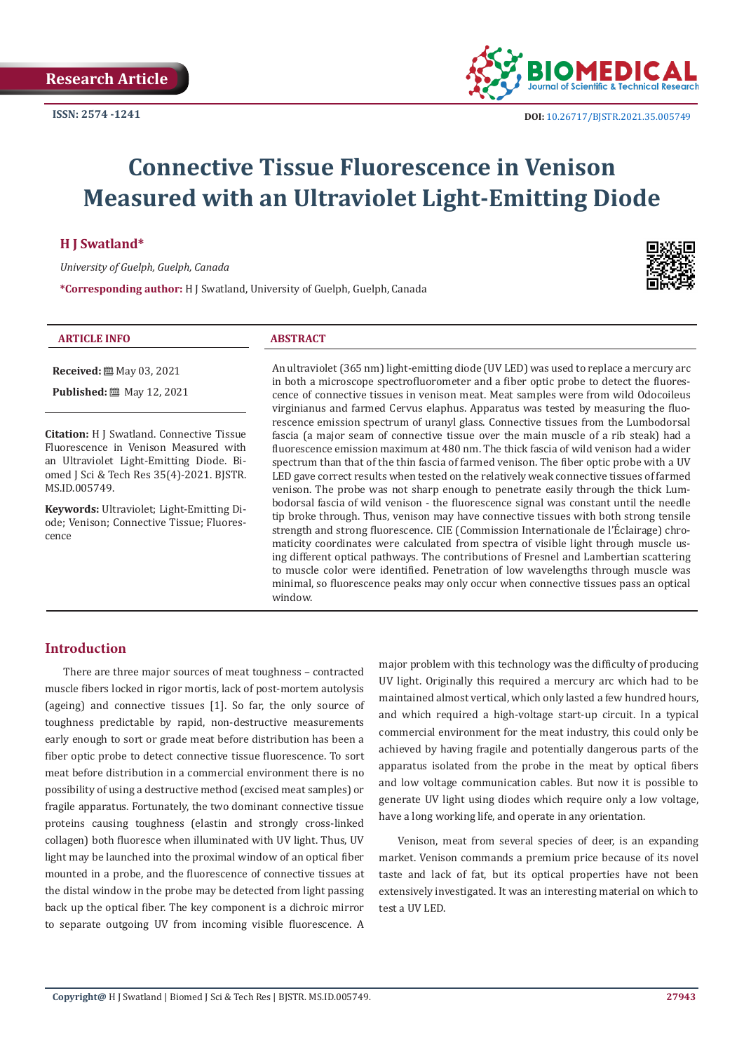Research Article

**ISSN: 2574 -1241**

**DOI:** 10.26717/BJSTR.2021.35.005749

# Connective Tissue Fluorescence in Venison Measured with an Ultraviolet Light-Emitting Diode

**H J Swatland***

*University of Guelph, Guelph, Canada*

***Corresponding author:** H J Swatland, University of Guelph, Guelph, Canada

**ARTICLE INFO**

**Received:** May 03, 2021

**Published:** May 12, 2021

**Citation:** H J Swatland. Connective Tissue Fluorescence in Venison Measured with an Ultraviolet Light-Emitting Diode. Biomed J Sci & Tech Res 35(4)-2021. BJSTR. MS.ID.005749.

**Keywords:** Ultraviolet; Light-Emitting Diode; Venison; Connective Tissue; Fluorescence

**ABSTRACT**

An ultraviolet (365 nm) light-emitting diode (UV LED) was used to replace a mercury arc in both a microscope spectrofluorometer and a fiber optic probe to detect the fluorescence of connective tissues in venison meat. Meat samples were from wild Odocoileus virginianus and farmed Cervus elaphus. Apparatus was tested by measuring the fluorescence emission spectrum of uranyl glass. Connective tissues from the Lumbodorsal fascia (a major seam of connective tissue over the main muscle of a rib steak) had a fluorescence emission maximum at 480 nm. The thick fascia of wild venison had a wider spectrum than that of the thin fascia of farmed venison. The fiber optic probe with a UV LED gave correct results when tested on the relatively weak connective tissues of farmed venison. The probe was not sharp enough to penetrate easily through the thick Lumbodorsal fascia of wild venison - the fluorescence signal was constant until the needle tip broke through. Thus, venison may have connective tissues with both strong tensile strength and strong fluorescence. CIE (Commission Internationale de l'Éclairage) chromaticity coordinates were calculated from spectra of visible light through muscle using different optical pathways. The contributions of Fresnel and Lambertian scattering to muscle color were identified. Penetration of low wavelengths through muscle was minimal, so fluorescence peaks may only occur when connective tissues pass an optical window.

## Introduction

There are three major sources of meat toughness – contracted muscle fibers locked in rigor mortis, lack of post-mortem autolysis (ageing) and connective tissues [1]. So far, the only source of toughness predictable by rapid, non-destructive measurements early enough to sort or grade meat before distribution has been a fiber optic probe to detect connective tissue fluorescence. To sort meat before distribution in a commercial environment there is no possibility of using a destructive method (excised meat samples) or fragile apparatus. Fortunately, the two dominant connective tissue proteins causing toughness (elastin and strongly cross-linked collagen) both fluoresce when illuminated with UV light. Thus, UV light may be launched into the proximal window of an optical fiber mounted in a probe, and the fluorescence of connective tissues at the distal window in the probe may be detected from light passing back up the optical fiber. The key component is a dichroic mirror to separate outgoing UV from incoming visible fluorescence. A major problem with this technology was the difficulty of producing UV light. Originally this required a mercury arc which had to be maintained almost vertical, which only lasted a few hundred hours, and which required a high-voltage start-up circuit. In a typical commercial environment for the meat industry, this could only be achieved by having fragile and potentially dangerous parts of the apparatus isolated from the probe in the meat by optical fibers and low voltage communication cables. But now it is possible to generate UV light using diodes which require only a low voltage, have a long working life, and operate in any orientation.

Venison, meat from several species of deer, is an expanding market. Venison commands a premium price because of its novel taste and lack of fat, but its optical properties have not been extensively investigated. It was an interesting material on which to test a UV LED.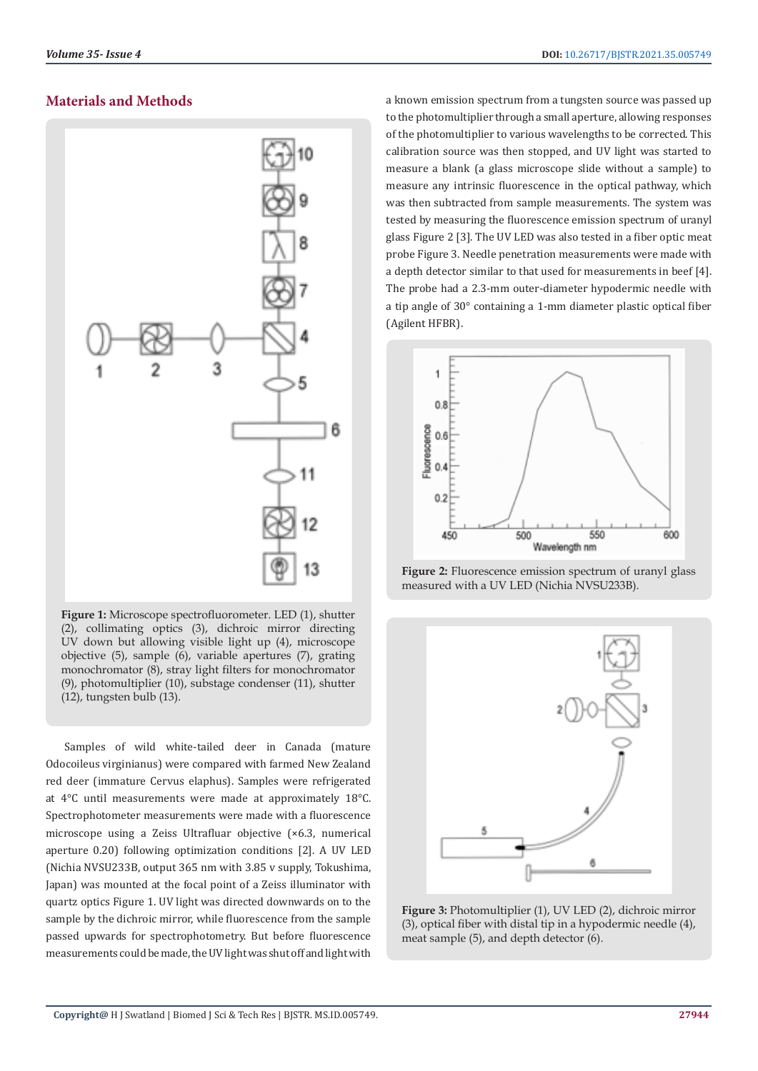## Materials and Methods

Figure 1: Microscope spectrofluorometer. LED (1), shutter (2), collimating optics (3), dichroic mirror directing UV down but allowing visible light up (4), microscope objective (5), sample (6), variable apertures (7), grating monochromator (8), stray light filters for monochromator (9), photomultiplier (10), substage condenser (11), shutter (12), tungsten bulb (13).

Samples of wild white-tailed deer in Canada (mature Odocoileus virginianus) were compared with farmed New Zealand red deer (immature Cervus elaphus). Samples were refrigerated at 4°C until measurements were made at approximately 18°C. Spectrophotometer measurements were made with a fluorescence microscope using a Zeiss Ultrafluar objective (×6.3, numerical aperture 0.20) following optimization conditions [2]. A UV LED (Nichia NVSU233B, output 365 nm with 3.85 v supply, Tokushima, Japan) was mounted at the focal point of a Zeiss illuminator with quartz optics Figure 1. UV light was directed downwards on to the sample by the dichroic mirror, while fluorescence from the sample passed upwards for spectrophotometry. But before fluorescence measurements could be made, the UV light was shut off and light with a known emission spectrum from a tungsten source was passed up to the photomultiplier through a small aperture, allowing responses of the photomultiplier to various wavelengths to be corrected. This calibration source was then stopped, and UV light was started to measure a blank (a glass microscope slide without a sample) to measure any intrinsic fluorescence in the optical pathway, which was then subtracted from sample measurements. The system was tested by measuring the fluorescence emission spectrum of uranyl glass Figure 2 [3]. The UV LED was also tested in a fiber optic meat probe Figure 3. Needle penetration measurements were made with a depth detector similar to that used for measurements in beef [4]. The probe had a 2.3-mm outer-diameter hypodermic needle with a tip angle of 30° containing a 1-mm diameter plastic optical fiber (Agilent HFBR).

Figure 2: Fluorescence emission spectrum of uranyl glass measured with a UV LED (Nichia NVSU233B).

Figure 3: Photomultiplier (1), UV LED (2), dichroic mirror (3), optical fiber with distal tip in a hypodermic needle (4), meat sample (5), and depth detector (6).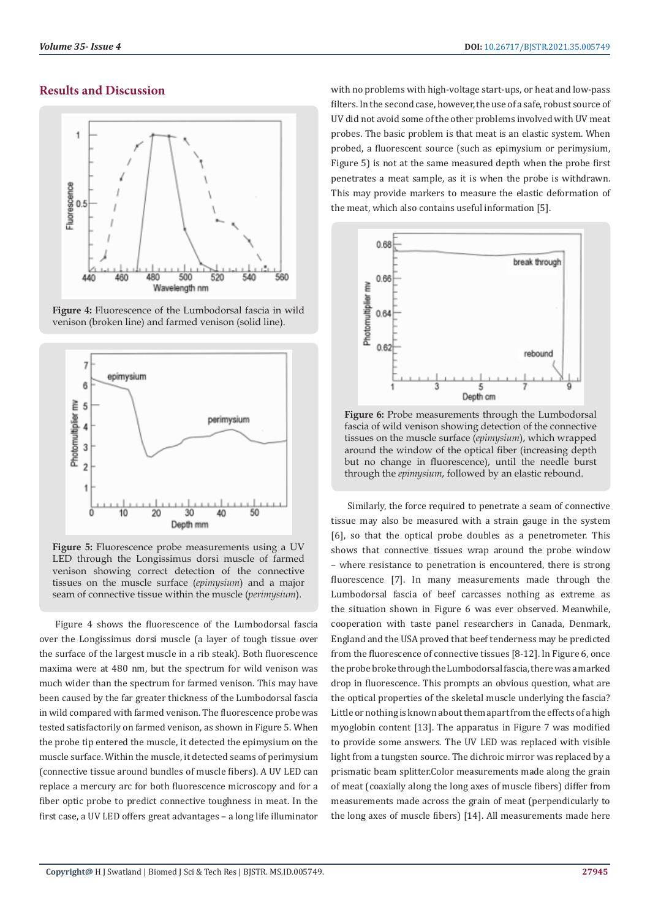## Results and Discussion

**Figure 4:** Fluorescence of the Lumbodorsal fascia in wild venison (broken line) and farmed venison (solid line).

**Figure 5:** Fluorescence probe measurements using a UV LED through the Longissimus dorsi muscle of farmed venison showing correct detection of the connective tissues on the muscle surface (*epimysium*) and a major seam of connective tissue within the muscle (*perimysium*).

Figure 4 shows the fluorescence of the Lumbodorsal fascia over the Longissimus dorsi muscle (a layer of tough tissue over the surface of the largest muscle in a rib steak). Both fluorescence maxima were at 480 nm, but the spectrum for wild venison was much wider than the spectrum for farmed venison. This may have been caused by the far greater thickness of the Lumbodorsal fascia in wild compared with farmed venison. The fluorescence probe was tested satisfactorily on farmed venison, as shown in Figure 5. When the probe tip entered the muscle, it detected the epimysium on the muscle surface. Within the muscle, it detected seams of perimysium (connective tissue around bundles of muscle fibers). A UV LED can replace a mercury arc for both fluorescence microscopy and for a fiber optic probe to predict connective toughness in meat. In the first case, a UV LED offers great advantages – a long life illuminator with no problems with high-voltage start-ups, or heat and low-pass filters. In the second case, however, the use of a safe, robust source of UV did not avoid some of the other problems involved with UV meat probes. The basic problem is that meat is an elastic system. When probed, a fluorescent source (such as epimysium or perimysium, Figure 5) is not at the same measured depth when the probe first penetrates a meat sample, as it is when the probe is withdrawn. This may provide markers to measure the elastic deformation of the meat, which also contains useful information [5].

**Figure 6:** Probe measurements through the Lumbodorsal fascia of wild venison showing detection of the connective tissues on the muscle surface (*epimysium*), which wrapped around the window of the optical fiber (increasing depth but no change in fluorescence), until the needle burst through the *epimysium*, followed by an elastic rebound.

Similarly, the force required to penetrate a seam of connective tissue may also be measured with a strain gauge in the system [6], so that the optical probe doubles as a penetrometer. This shows that connective tissues wrap around the probe window – where resistance to penetration is encountered, there is strong fluorescence [7]. In many measurements made through the Lumbodorsal fascia of beef carcasses nothing as extreme as the situation shown in Figure 6 was ever observed. Meanwhile, cooperation with taste panel researchers in Canada, Denmark, England and the USA proved that beef tenderness may be predicted from the fluorescence of connective tissues [8-12]. In Figure 6, once the probe broke through the Lumbodorsal fascia, there was a marked drop in fluorescence. This prompts an obvious question, what are the optical properties of the skeletal muscle underlying the fascia? Little or nothing is known about them apart from the effects of a high myoglobin content [13]. The apparatus in Figure 7 was modified to provide some answers. The UV LED was replaced with visible light from a tungsten source. The dichroic mirror was replaced by a prismatic beam splitter.Color measurements made along the grain of meat (coaxially along the long axes of muscle fibers) differ from measurements made across the grain of meat (perpendicularly to the long axes of muscle fibers) [14]. All measurements made here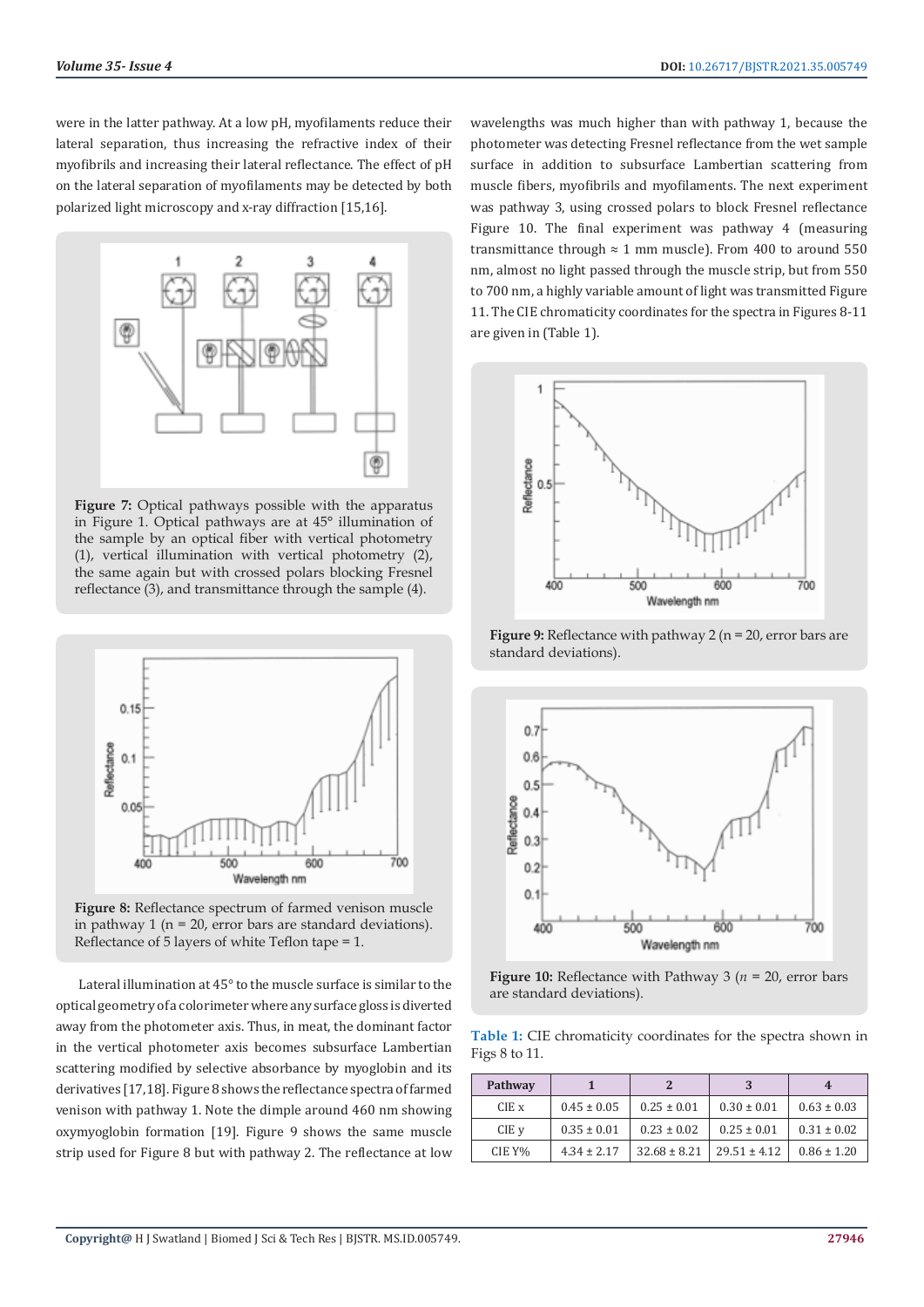were in the latter pathway. At a low pH, myofilaments reduce their lateral separation, thus increasing the refractive index of their myofibrils and increasing their lateral reflectance. The effect of pH on the lateral separation of myofilaments may be detected by both polarized light microscopy and x-ray diffraction [15,16].

**Figure 7:** Optical pathways possible with the apparatus in Figure 1. Optical pathways are at 45° illumination of the sample by an optical fiber with vertical photometry (1), vertical illumination with vertical photometry (2), the same again but with crossed polars blocking Fresnel reflectance (3), and transmittance through the sample (4).

**Figure 8:** Reflectance spectrum of farmed venison muscle in pathway 1 (n = 20, error bars are standard deviations). Reflectance of 5 layers of white Teflon tape = 1.

Lateral illumination at 45° to the muscle surface is similar to the optical geometry of a colorimeter where any surface gloss is diverted away from the photometer axis. Thus, in meat, the dominant factor in the vertical photometer axis becomes subsurface Lambertian scattering modified by selective absorbance by myoglobin and its derivatives [17,18]. Figure 8 shows the reflectance spectra of farmed venison with pathway 1. Note the dimple around 460 nm showing oxymyoglobin formation [19]. Figure 9 shows the same muscle strip used for Figure 8 but with pathway 2. The reflectance at low wavelengths was much higher than with pathway 1, because the photometer was detecting Fresnel reflectance from the wet sample surface in addition to subsurface Lambertian scattering from muscle fibers, myofibrils and myofilaments. The next experiment was pathway 3, using crossed polars to block Fresnel reflectance Figure 10. The final experiment was pathway 4 (measuring transmittance through ≈ 1 mm muscle). From 400 to around 550 nm, almost no light passed through the muscle strip, but from 550 to 700 nm, a highly variable amount of light was transmitted Figure 11. The CIE chromaticity coordinates for the spectra in Figures 8-11 are given in (Table 1).

**Figure 9:** Reflectance with pathway 2 (n = 20, error bars are standard deviations).

**Figure 10:** Reflectance with Pathway 3 ($n$ = 20, error bars are standard deviations).

**Table 1:** CIE chromaticity coordinates for the spectra shown in Figs 8 to 11.

| Pathway | 1 | 2 | 3 | 4 |
|---|---|---|---|---|
| CIE x | 0.45 ± 0.05 | 0.25 ± 0.01 | 0.30 ± 0.01 | 0.63 ± 0.03 |
| CIE y | 0.35 ± 0.01 | 0.23 ± 0.02 | 0.25 ± 0.01 | 0.31 ± 0.02 |
| CIE Y% | 4.34 ± 2.17 | 32.68 ± 8.21 | 29.51 ± 4.12 | 0.86 ± 1.20 |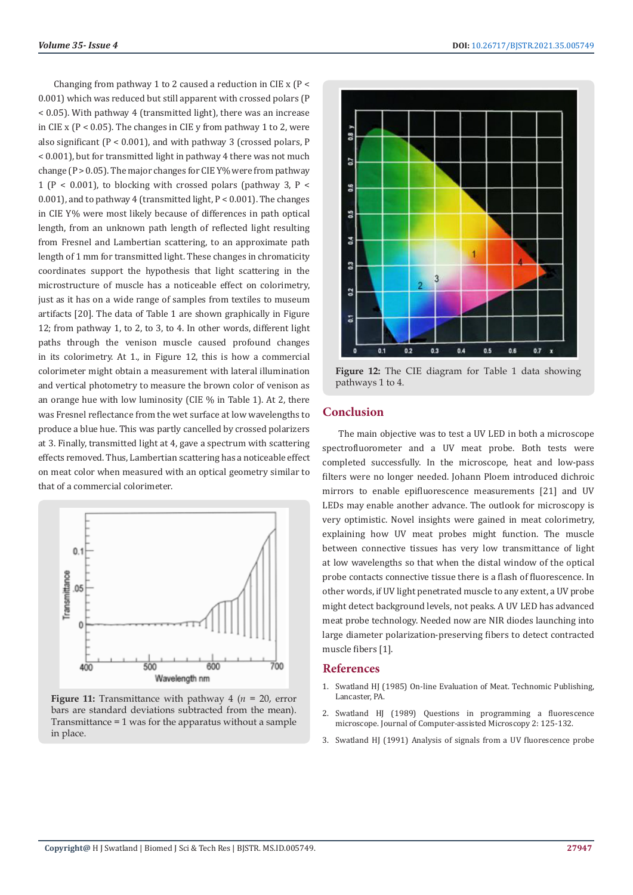Changing from pathway 1 to 2 caused a reduction in CIE x ($P < 0.001$) which was reduced but still apparent with crossed polars ($P < 0.05$). With pathway 4 (transmitted light), there was an increase in CIE x ($P < 0.05$). The changes in CIE y from pathway 1 to 2, were also significant ($P < 0.001$), and with pathway 3 (crossed polars, $P < 0.001$), but for transmitted light in pathway 4 there was not much change ($P > 0.05$). The major changes for CIE Y% were from pathway 1 ($P < 0.001$), to blocking with crossed polars (pathway 3, $P < 0.001$), and to pathway 4 (transmitted light, $P < 0.001$). The changes in CIE Y% were most likely because of differences in path optical length, from an unknown path length of reflected light resulting from Fresnel and Lambertian scattering, to an approximate path length of 1 mm for transmitted light. These changes in chromaticity coordinates support the hypothesis that light scattering in the microstructure of muscle has a noticeable effect on colorimetry, just as it has on a wide range of samples from textiles to museum artifacts [20]. The data of Table 1 are shown graphically in Figure 12; from pathway 1, to 2, to 3, to 4. In other words, different light paths through the venison muscle caused profound changes in its colorimetry. At 1., in Figure 12, this is how a commercial colorimeter might obtain a measurement with lateral illumination and vertical photometry to measure the brown color of venison as an orange hue with low luminosity (CIE % in Table 1). At 2, there was Fresnel reflectance from the wet surface at low wavelengths to produce a blue hue. This was partly cancelled by crossed polarizers at 3. Finally, transmitted light at 4, gave a spectrum with scattering effects removed. Thus, Lambertian scattering has a noticeable effect on meat color when measured with an optical geometry similar to that of a commercial colorimeter.

**Figure 11:** Transmittance with pathway 4 ($n$ = 20, error bars are standard deviations subtracted from the mean). Transmittance = 1 was for the apparatus without a sample in place.

**Figure 12:** The CIE diagram for Table 1 data showing pathways 1 to 4.

## Conclusion

The main objective was to test a UV LED in both a microscope spectrofluorometer and a UV meat probe. Both tests were completed successfully. In the microscope, heat and low-pass filters were no longer needed. Johann Ploem introduced dichroic mirrors to enable epifluorescence measurements [21] and UV LEDs may enable another advance. The outlook for microscopy is very optimistic. Novel insights were gained in meat colorimetry, explaining how UV meat probes might function. The muscle between connective tissues has very low transmittance of light at low wavelengths so that when the distal window of the optical probe contacts connective tissue there is a flash of fluorescence. In other words, if UV light penetrated muscle to any extent, a UV probe might detect background levels, not peaks. A UV LED has advanced meat probe technology. Needed now are NIR diodes launching into large diameter polarization-preserving fibers to detect contracted muscle fibers [1].

## References

1. Swatland HJ (1985) On-line Evaluation of Meat. Technomic Publishing, Lancaster, PA.
2. Swatland HJ (1989) Questions in programming a fluorescence microscope. Journal of Computer-assisted Microscopy 2: 125-132.
3. Swatland HJ (1991) Analysis of signals from a UV fluorescence probe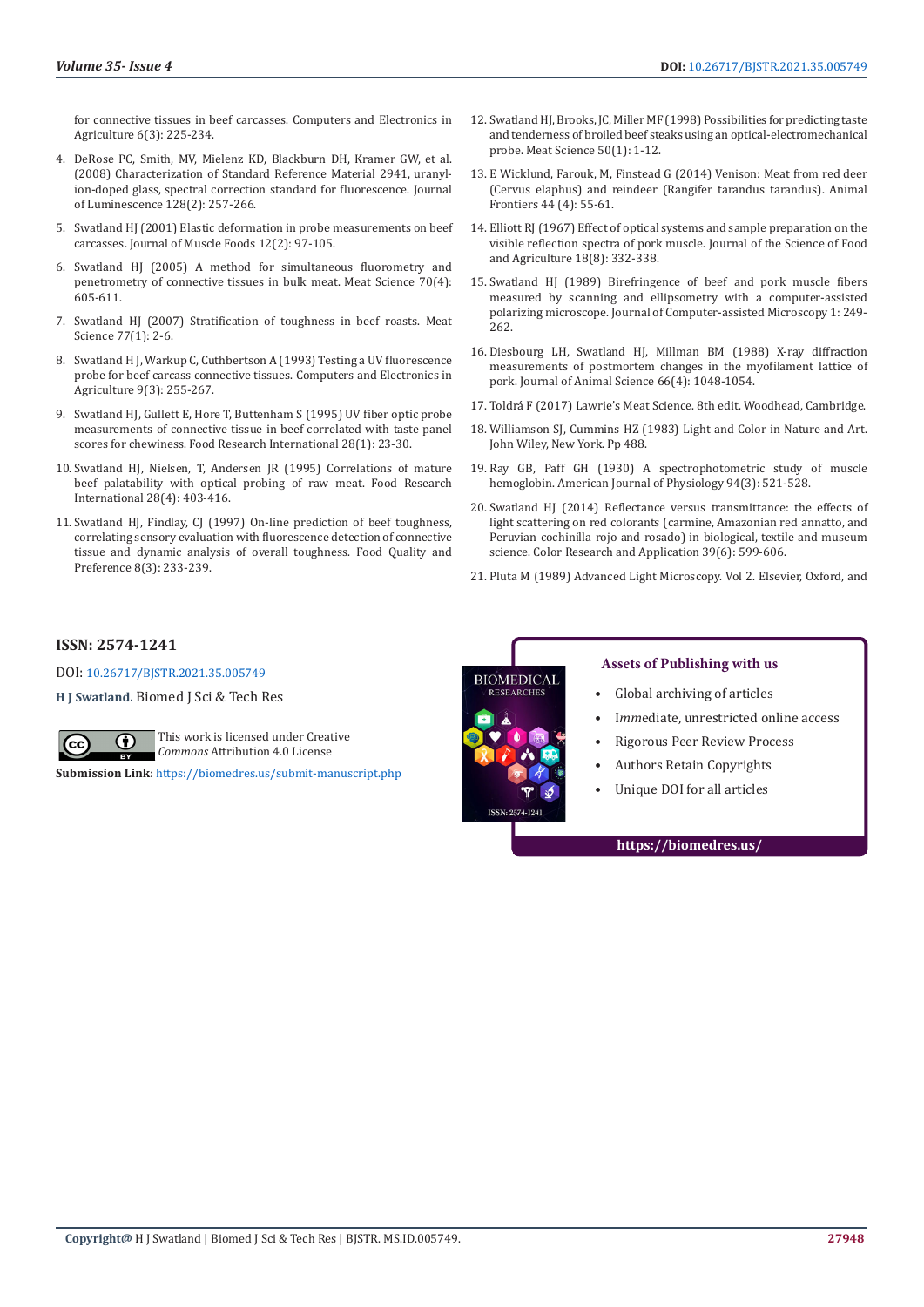for connective tissues in beef carcasses. Computers and Electronics in Agriculture 6(3): 225-234.

4. DeRose PC, Smith, MV, Mielenz KD, Blackburn DH, Kramer GW, et al. (2008) Characterization of Standard Reference Material 2941, uranyl-ion-doped glass, spectral correction standard for fluorescence. Journal of Luminescence 128(2): 257-266.
5. Swatland HJ (2001) Elastic deformation in probe measurements on beef carcasses. Journal of Muscle Foods 12(2): 97-105.
6. Swatland HJ (2005) A method for simultaneous fluorometry and penetrometry of connective tissues in bulk meat. Meat Science 70(4): 605-611.
7. Swatland HJ (2007) Stratification of toughness in beef roasts. Meat Science 77(1): 2-6.
8. Swatland H J, Warkup C, Cuthbertson A (1993) Testing a UV fluorescence probe for beef carcass connective tissues. Computers and Electronics in Agriculture 9(3): 255-267.
9. Swatland HJ, Gullett E, Hore T, Buttenham S (1995) UV fiber optic probe measurements of connective tissue in beef correlated with taste panel scores for chewiness. Food Research International 28(1): 23-30.
10. Swatland HJ, Nielsen, T, Andersen JR (1995) Correlations of mature beef palatability with optical probing of raw meat. Food Research International 28(4): 403-416.
11. Swatland HJ, Findlay, CJ (1997) On-line prediction of beef toughness, correlating sensory evaluation with fluorescence detection of connective tissue and dynamic analysis of overall toughness. Food Quality and Preference 8(3): 233-239.
12. Swatland HJ, Brooks, JC, Miller MF (1998) Possibilities for predicting taste and tenderness of broiled beef steaks using an optical-electromechanical probe. Meat Science 50(1): 1-12.
13. E Wicklund, Farouk, M, Finstead G (2014) Venison: Meat from red deer (Cervus elaphus) and reindeer (Rangifer tarandus tarandus). Animal Frontiers 44 (4): 55-61.
14. Elliott RJ (1967) Effect of optical systems and sample preparation on the visible reflection spectra of pork muscle. Journal of the Science of Food and Agriculture 18(8): 332-338.
15. Swatland HJ (1989) Birefringence of beef and pork muscle fibers measured by scanning and ellipsometry with a computer-assisted polarizing microscope. Journal of Computer-assisted Microscopy 1: 249-262.
16. Diesbourg LH, Swatland HJ, Millman BM (1988) X-ray diffraction measurements of postmortem changes in the myofilament lattice of pork. Journal of Animal Science 66(4): 1048-1054.
17. Toldrá F (2017) Lawrie's Meat Science. 8th edit. Woodhead, Cambridge.
18. Williamson SJ, Cummins HZ (1983) Light and Color in Nature and Art. John Wiley, New York. Pp 488.
19. Ray GB, Paff GH (1930) A spectrophotometric study of muscle hemoglobin. American Journal of Physiology 94(3): 521-528.
20. Swatland HJ (2014) Reflectance versus transmittance: the effects of light scattering on red colorants (carmine, Amazonian red annatto, and Peruvian cochinilla rojo and rosado) in biological, textile and museum science. Color Research and Application 39(6): 599-606.
21. Pluta M (1989) Advanced Light Microscopy. Vol 2. Elsevier, Oxford, and

**ISSN: 2574-1241**

DOI: 10.26717/BJSTR.2021.35.005749

**H J Swatland**. Biomed J Sci & Tech Res

This work is licensed under Creative *Commons* Attribution 4.0 License

**Submission Link**: https://biomedres.us/submit-manuscript.php

**Assets of Publishing with us**

- Global archiving of articles
- Immediate, unrestricted online access
- Rigorous Peer Review Process
- Authors Retain Copyrights
- Unique DOI for all articles

**https://biomedres.us/**